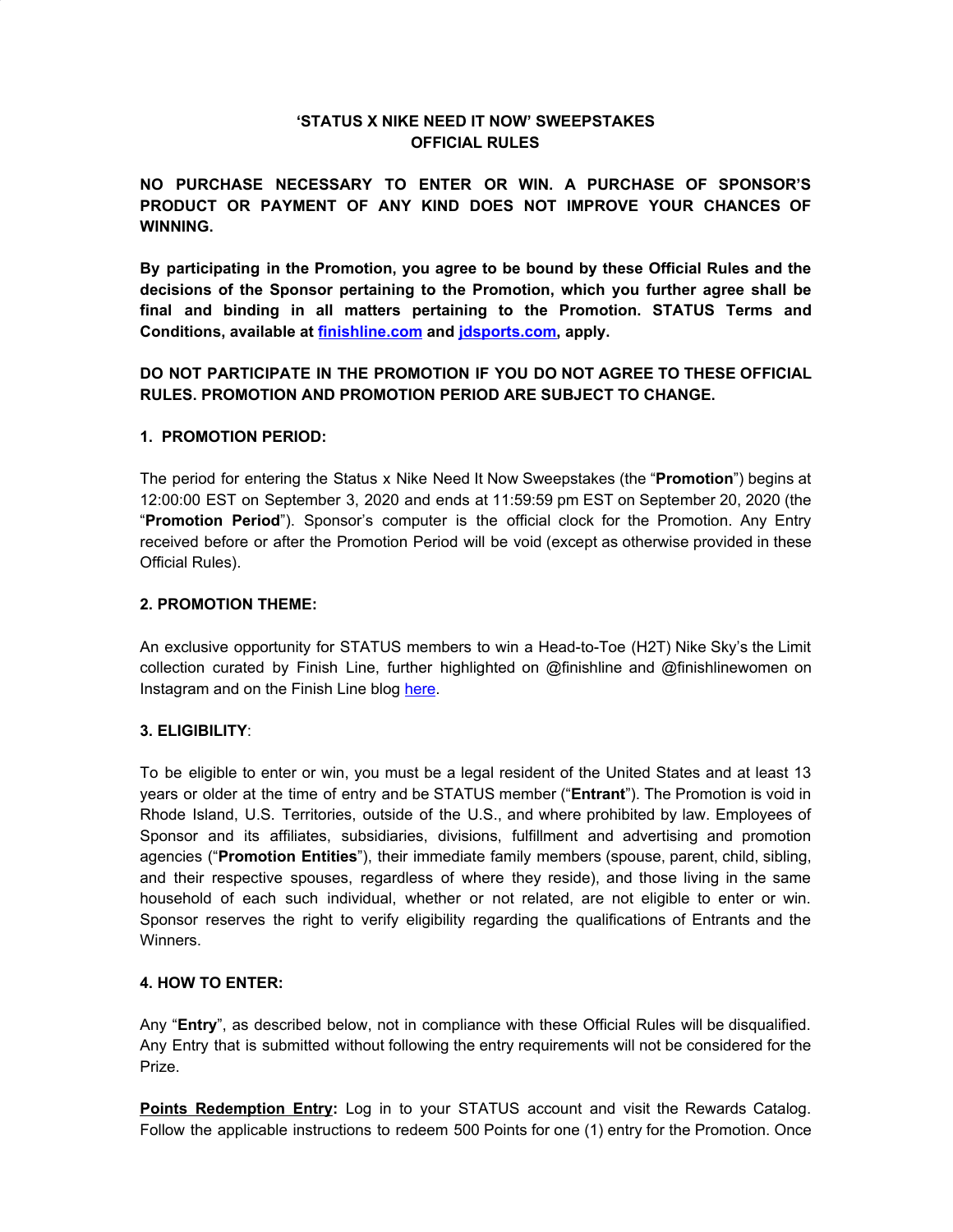# 'STATUS X NIKE NEED IT NOW' SWEEPSTAKES
# OFFICIAL RULES

**NO PURCHASE NECESSARY TO ENTER OR WIN. A PURCHASE OF SPONSOR'S PRODUCT OR PAYMENT OF ANY KIND DOES NOT IMPROVE YOUR CHANCES OF WINNING.**

**By participating in the Promotion, you agree to be bound by these Official Rules and the decisions of the Sponsor pertaining to the Promotion, which you further agree shall be final and binding in all matters pertaining to the Promotion. STATUS Terms and Conditions, available at [finishline.com](finishline.com) and [jdsports.com](jdsports.com), apply.**

**DO NOT PARTICIPATE IN THE PROMOTION IF YOU DO NOT AGREE TO THESE OFFICIAL RULES. PROMOTION AND PROMOTION PERIOD ARE SUBJECT TO CHANGE.**

### 1. PROMOTION PERIOD:

The period for entering the Status x Nike Need It Now Sweepstakes (the "**Promotion**") begins at 12:00:00 EST on September 3, 2020 and ends at 11:59:59 pm EST on September 20, 2020 (the "**Promotion Period**"). Sponsor's computer is the official clock for the Promotion. Any Entry received before or after the Promotion Period will be void (except as otherwise provided in these Official Rules).

### 2. PROMOTION THEME:

An exclusive opportunity for STATUS members to win a Head-to-Toe (H2T) Nike Sky's the Limit collection curated by Finish Line, further highlighted on @finishline and @finishlinewomen on Instagram and on the Finish Line blog here.

### 3. ELIGIBILITY:

To be eligible to enter or win, you must be a legal resident of the United States and at least 13 years or older at the time of entry and be STATUS member ("**Entrant**"). The Promotion is void in Rhode Island, U.S. Territories, outside of the U.S., and where prohibited by law. Employees of Sponsor and its affiliates, subsidiaries, divisions, fulfillment and advertising and promotion agencies ("**Promotion Entities**"), their immediate family members (spouse, parent, child, sibling, and their respective spouses, regardless of where they reside), and those living in the same household of each such individual, whether or not related, are not eligible to enter or win. Sponsor reserves the right to verify eligibility regarding the qualifications of Entrants and the Winners.

### 4. HOW TO ENTER:

Any "**Entry**", as described below, not in compliance with these Official Rules will be disqualified. Any Entry that is submitted without following the entry requirements will not be considered for the Prize.

**Points Redemption Entry:** Log in to your STATUS account and visit the Rewards Catalog. Follow the applicable instructions to redeem 500 Points for one (1) entry for the Promotion. Once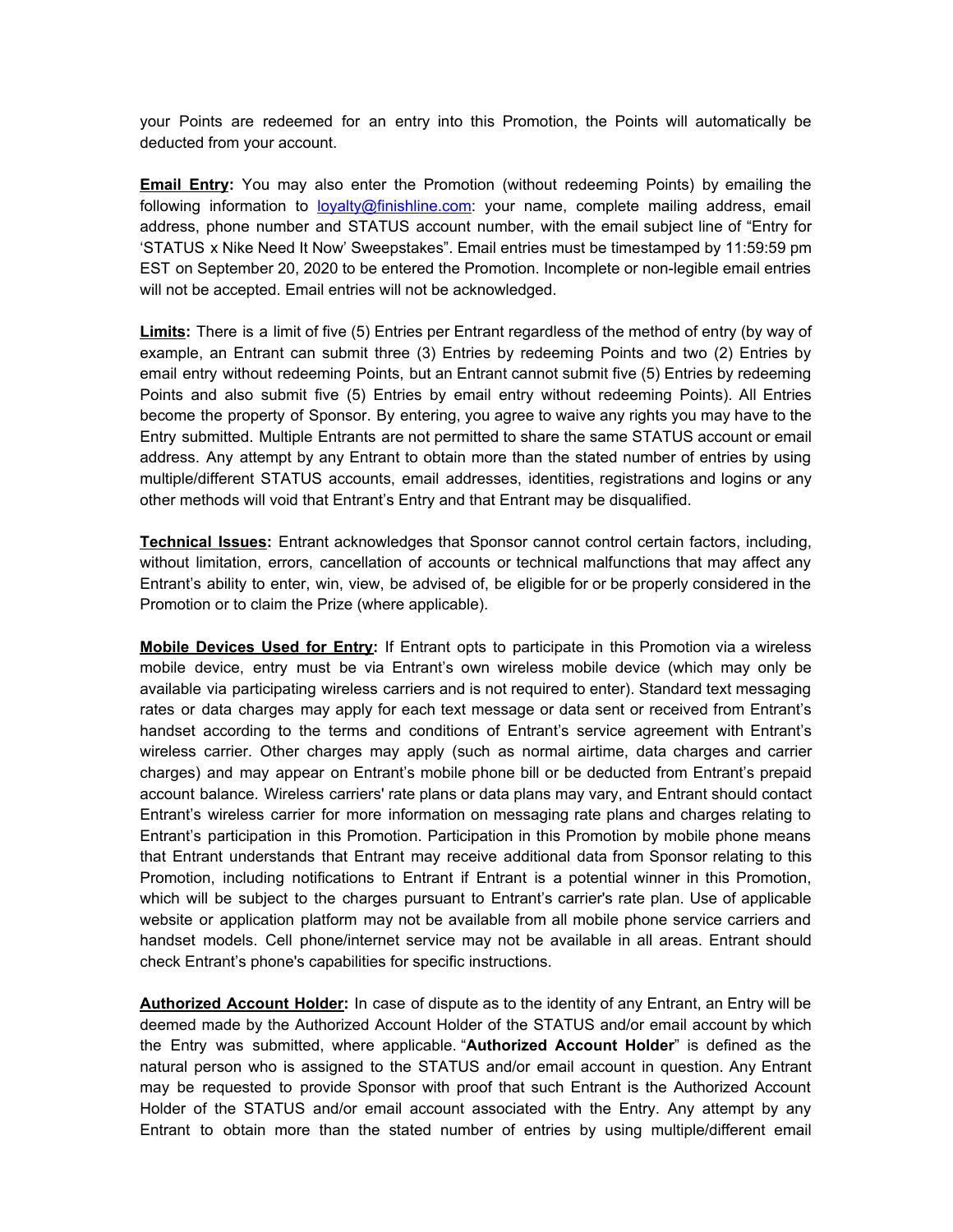your Points are redeemed for an entry into this Promotion, the Points will automatically be deducted from your account.

**Email Entry:** You may also enter the Promotion (without redeeming Points) by emailing the following information to [loyalty@finishline.com](mailto:loyalty@finishline.com): your name, complete mailing address, email address, phone number and STATUS account number, with the email subject line of "Entry for 'STATUS x Nike Need It Now' Sweepstakes". Email entries must be timestamped by 11:59:59 pm EST on September 20, 2020 to be entered the Promotion. Incomplete or non-legible email entries will not be accepted. Email entries will not be acknowledged.

**Limits:** There is a limit of five (5) Entries per Entrant regardless of the method of entry (by way of example, an Entrant can submit three (3) Entries by redeeming Points and two (2) Entries by email entry without redeeming Points, but an Entrant cannot submit five (5) Entries by redeeming Points and also submit five (5) Entries by email entry without redeeming Points). All Entries become the property of Sponsor. By entering, you agree to waive any rights you may have to the Entry submitted. Multiple Entrants are not permitted to share the same STATUS account or email address. Any attempt by any Entrant to obtain more than the stated number of entries by using multiple/different STATUS accounts, email addresses, identities, registrations and logins or any other methods will void that Entrant's Entry and that Entrant may be disqualified.

**Technical Issues:** Entrant acknowledges that Sponsor cannot control certain factors, including, without limitation, errors, cancellation of accounts or technical malfunctions that may affect any Entrant's ability to enter, win, view, be advised of, be eligible for or be properly considered in the Promotion or to claim the Prize (where applicable).

**Mobile Devices Used for Entry:** If Entrant opts to participate in this Promotion via a wireless mobile device, entry must be via Entrant's own wireless mobile device (which may only be available via participating wireless carriers and is not required to enter). Standard text messaging rates or data charges may apply for each text message or data sent or received from Entrant's handset according to the terms and conditions of Entrant's service agreement with Entrant's wireless carrier. Other charges may apply (such as normal airtime, data charges and carrier charges) and may appear on Entrant's mobile phone bill or be deducted from Entrant's prepaid account balance. Wireless carriers' rate plans or data plans may vary, and Entrant should contact Entrant's wireless carrier for more information on messaging rate plans and charges relating to Entrant's participation in this Promotion. Participation in this Promotion by mobile phone means that Entrant understands that Entrant may receive additional data from Sponsor relating to this Promotion, including notifications to Entrant if Entrant is a potential winner in this Promotion, which will be subject to the charges pursuant to Entrant's carrier's rate plan. Use of applicable website or application platform may not be available from all mobile phone service carriers and handset models. Cell phone/internet service may not be available in all areas. Entrant should check Entrant's phone's capabilities for specific instructions.

**Authorized Account Holder:** In case of dispute as to the identity of any Entrant, an Entry will be deemed made by the Authorized Account Holder of the STATUS and/or email account by which the Entry was submitted, where applicable. "**Authorized Account Holder**" is defined as the natural person who is assigned to the STATUS and/or email account in question. Any Entrant may be requested to provide Sponsor with proof that such Entrant is the Authorized Account Holder of the STATUS and/or email account associated with the Entry. Any attempt by any Entrant to obtain more than the stated number of entries by using multiple/different email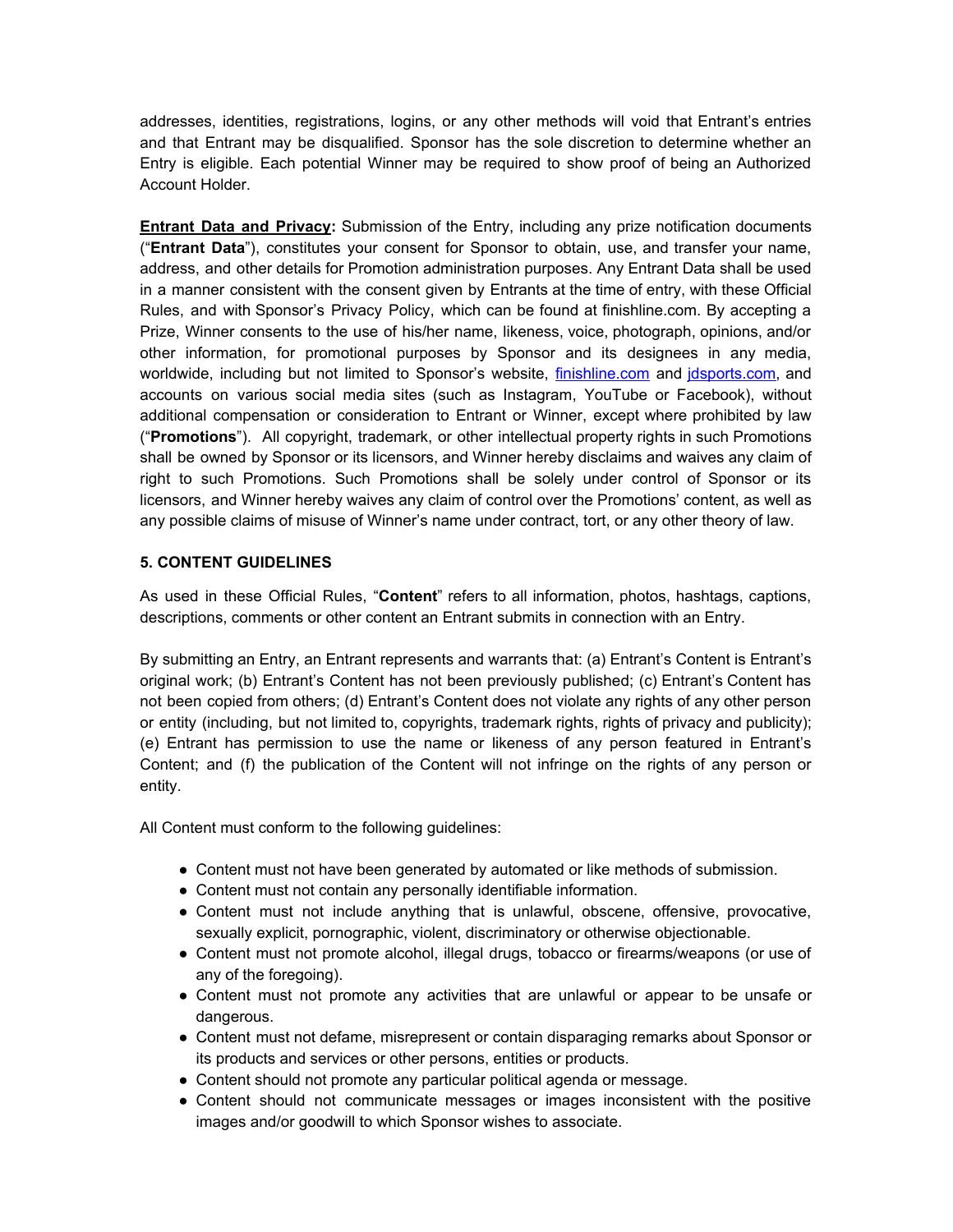addresses, identities, registrations, logins, or any other methods will void that Entrant's entries and that Entrant may be disqualified. Sponsor has the sole discretion to determine whether an Entry is eligible. Each potential Winner may be required to show proof of being an Authorized Account Holder.

**Entrant Data and Privacy:** Submission of the Entry, including any prize notification documents ("**Entrant Data**"), constitutes your consent for Sponsor to obtain, use, and transfer your name, address, and other details for Promotion administration purposes. Any Entrant Data shall be used in a manner consistent with the consent given by Entrants at the time of entry, with these Official Rules, and with Sponsor's Privacy Policy, which can be found at finishline.com. By accepting a Prize, Winner consents to the use of his/her name, likeness, voice, photograph, opinions, and/or other information, for promotional purposes by Sponsor and its designees in any media, worldwide, including but not limited to Sponsor's website, finishline.com and jdsports.com, and accounts on various social media sites (such as Instagram, YouTube or Facebook), without additional compensation or consideration to Entrant or Winner, except where prohibited by law ("**Promotions**"). All copyright, trademark, or other intellectual property rights in such Promotions shall be owned by Sponsor or its licensors, and Winner hereby disclaims and waives any claim of right to such Promotions. Such Promotions shall be solely under control of Sponsor or its licensors, and Winner hereby waives any claim of control over the Promotions' content, as well as any possible claims of misuse of Winner's name under contract, tort, or any other theory of law.

### 5. CONTENT GUIDELINES

As used in these Official Rules, "**Content**" refers to all information, photos, hashtags, captions, descriptions, comments or other content an Entrant submits in connection with an Entry.

By submitting an Entry, an Entrant represents and warrants that: (a) Entrant's Content is Entrant's original work; (b) Entrant's Content has not been previously published; (c) Entrant's Content has not been copied from others; (d) Entrant's Content does not violate any rights of any other person or entity (including, but not limited to, copyrights, trademark rights, rights of privacy and publicity); (e) Entrant has permission to use the name or likeness of any person featured in Entrant's Content; and (f) the publication of the Content will not infringe on the rights of any person or entity.

All Content must conform to the following guidelines:

- Content must not have been generated by automated or like methods of submission.
- Content must not contain any personally identifiable information.
- Content must not include anything that is unlawful, obscene, offensive, provocative, sexually explicit, pornographic, violent, discriminatory or otherwise objectionable.
- Content must not promote alcohol, illegal drugs, tobacco or firearms/weapons (or use of any of the foregoing).
- Content must not promote any activities that are unlawful or appear to be unsafe or dangerous.
- Content must not defame, misrepresent or contain disparaging remarks about Sponsor or its products and services or other persons, entities or products.
- Content should not promote any particular political agenda or message.
- Content should not communicate messages or images inconsistent with the positive images and/or goodwill to which Sponsor wishes to associate.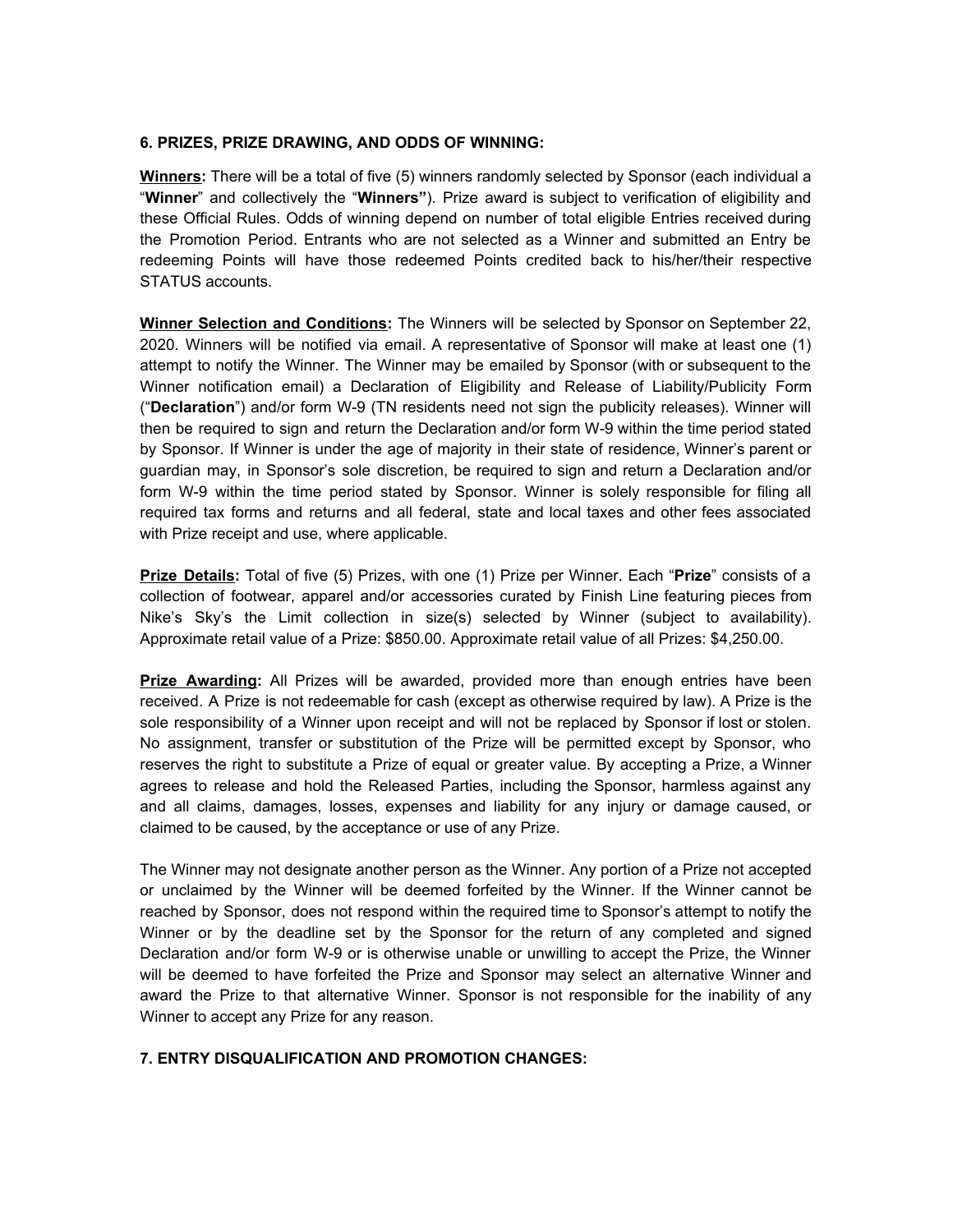**6. PRIZES, PRIZE DRAWING, AND ODDS OF WINNING:**

**Winners:** There will be a total of five (5) winners randomly selected by Sponsor (each individual a "**Winner**" and collectively the "**Winners"**). Prize award is subject to verification of eligibility and these Official Rules. Odds of winning depend on number of total eligible Entries received during the Promotion Period. Entrants who are not selected as a Winner and submitted an Entry be redeeming Points will have those redeemed Points credited back to his/her/their respective STATUS accounts.

**Winner Selection and Conditions:** The Winners will be selected by Sponsor on September 22, 2020. Winners will be notified via email. A representative of Sponsor will make at least one (1) attempt to notify the Winner. The Winner may be emailed by Sponsor (with or subsequent to the Winner notification email) a Declaration of Eligibility and Release of Liability/Publicity Form ("**Declaration**") and/or form W-9 (TN residents need not sign the publicity releases). Winner will then be required to sign and return the Declaration and/or form W-9 within the time period stated by Sponsor. If Winner is under the age of majority in their state of residence, Winner's parent or guardian may, in Sponsor's sole discretion, be required to sign and return a Declaration and/or form W-9 within the time period stated by Sponsor. Winner is solely responsible for filing all required tax forms and returns and all federal, state and local taxes and other fees associated with Prize receipt and use, where applicable.

**Prize Details:** Total of five (5) Prizes, with one (1) Prize per Winner. Each "**Prize**" consists of a collection of footwear, apparel and/or accessories curated by Finish Line featuring pieces from Nike's Sky's the Limit collection in size(s) selected by Winner (subject to availability). Approximate retail value of a Prize: $850.00. Approximate retail value of all Prizes: $4,250.00.

**Prize Awarding:** All Prizes will be awarded, provided more than enough entries have been received. A Prize is not redeemable for cash (except as otherwise required by law). A Prize is the sole responsibility of a Winner upon receipt and will not be replaced by Sponsor if lost or stolen. No assignment, transfer or substitution of the Prize will be permitted except by Sponsor, who reserves the right to substitute a Prize of equal or greater value. By accepting a Prize, a Winner agrees to release and hold the Released Parties, including the Sponsor, harmless against any and all claims, damages, losses, expenses and liability for any injury or damage caused, or claimed to be caused, by the acceptance or use of any Prize.

The Winner may not designate another person as the Winner. Any portion of a Prize not accepted or unclaimed by the Winner will be deemed forfeited by the Winner. If the Winner cannot be reached by Sponsor, does not respond within the required time to Sponsor's attempt to notify the Winner or by the deadline set by the Sponsor for the return of any completed and signed Declaration and/or form W-9 or is otherwise unable or unwilling to accept the Prize, the Winner will be deemed to have forfeited the Prize and Sponsor may select an alternative Winner and award the Prize to that alternative Winner. Sponsor is not responsible for the inability of any Winner to accept any Prize for any reason.

**7. ENTRY DISQUALIFICATION AND PROMOTION CHANGES:**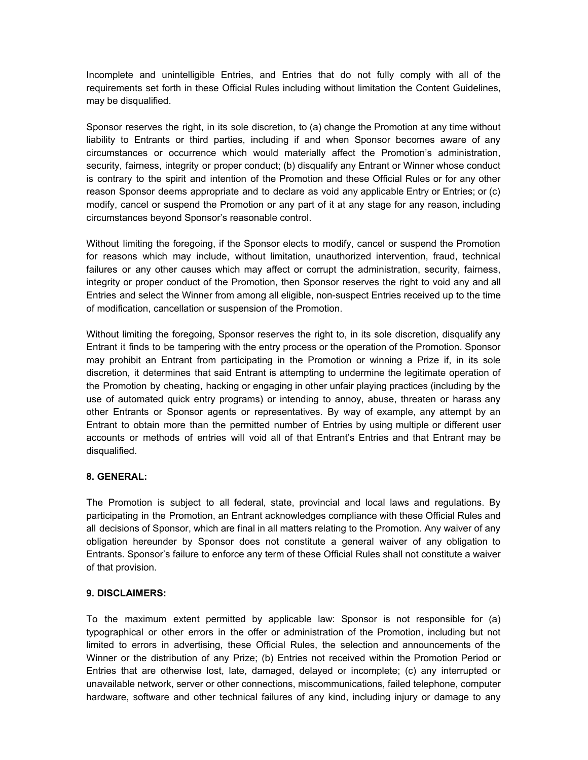Incomplete and unintelligible Entries, and Entries that do not fully comply with all of the requirements set forth in these Official Rules including without limitation the Content Guidelines, may be disqualified.

Sponsor reserves the right, in its sole discretion, to (a) change the Promotion at any time without liability to Entrants or third parties, including if and when Sponsor becomes aware of any circumstances or occurrence which would materially affect the Promotion's administration, security, fairness, integrity or proper conduct; (b) disqualify any Entrant or Winner whose conduct is contrary to the spirit and intention of the Promotion and these Official Rules or for any other reason Sponsor deems appropriate and to declare as void any applicable Entry or Entries; or (c) modify, cancel or suspend the Promotion or any part of it at any stage for any reason, including circumstances beyond Sponsor's reasonable control.

Without limiting the foregoing, if the Sponsor elects to modify, cancel or suspend the Promotion for reasons which may include, without limitation, unauthorized intervention, fraud, technical failures or any other causes which may affect or corrupt the administration, security, fairness, integrity or proper conduct of the Promotion, then Sponsor reserves the right to void any and all Entries and select the Winner from among all eligible, non-suspect Entries received up to the time of modification, cancellation or suspension of the Promotion.

Without limiting the foregoing, Sponsor reserves the right to, in its sole discretion, disqualify any Entrant it finds to be tampering with the entry process or the operation of the Promotion. Sponsor may prohibit an Entrant from participating in the Promotion or winning a Prize if, in its sole discretion, it determines that said Entrant is attempting to undermine the legitimate operation of the Promotion by cheating, hacking or engaging in other unfair playing practices (including by the use of automated quick entry programs) or intending to annoy, abuse, threaten or harass any other Entrants or Sponsor agents or representatives. By way of example, any attempt by an Entrant to obtain more than the permitted number of Entries by using multiple or different user accounts or methods of entries will void all of that Entrant's Entries and that Entrant may be disqualified.

**8. GENERAL:**

The Promotion is subject to all federal, state, provincial and local laws and regulations. By participating in the Promotion, an Entrant acknowledges compliance with these Official Rules and all decisions of Sponsor, which are final in all matters relating to the Promotion. Any waiver of any obligation hereunder by Sponsor does not constitute a general waiver of any obligation to Entrants. Sponsor's failure to enforce any term of these Official Rules shall not constitute a waiver of that provision.

**9. DISCLAIMERS:**

To the maximum extent permitted by applicable law: Sponsor is not responsible for (a) typographical or other errors in the offer or administration of the Promotion, including but not limited to errors in advertising, these Official Rules, the selection and announcements of the Winner or the distribution of any Prize; (b) Entries not received within the Promotion Period or Entries that are otherwise lost, late, damaged, delayed or incomplete; (c) any interrupted or unavailable network, server or other connections, miscommunications, failed telephone, computer hardware, software and other technical failures of any kind, including injury or damage to any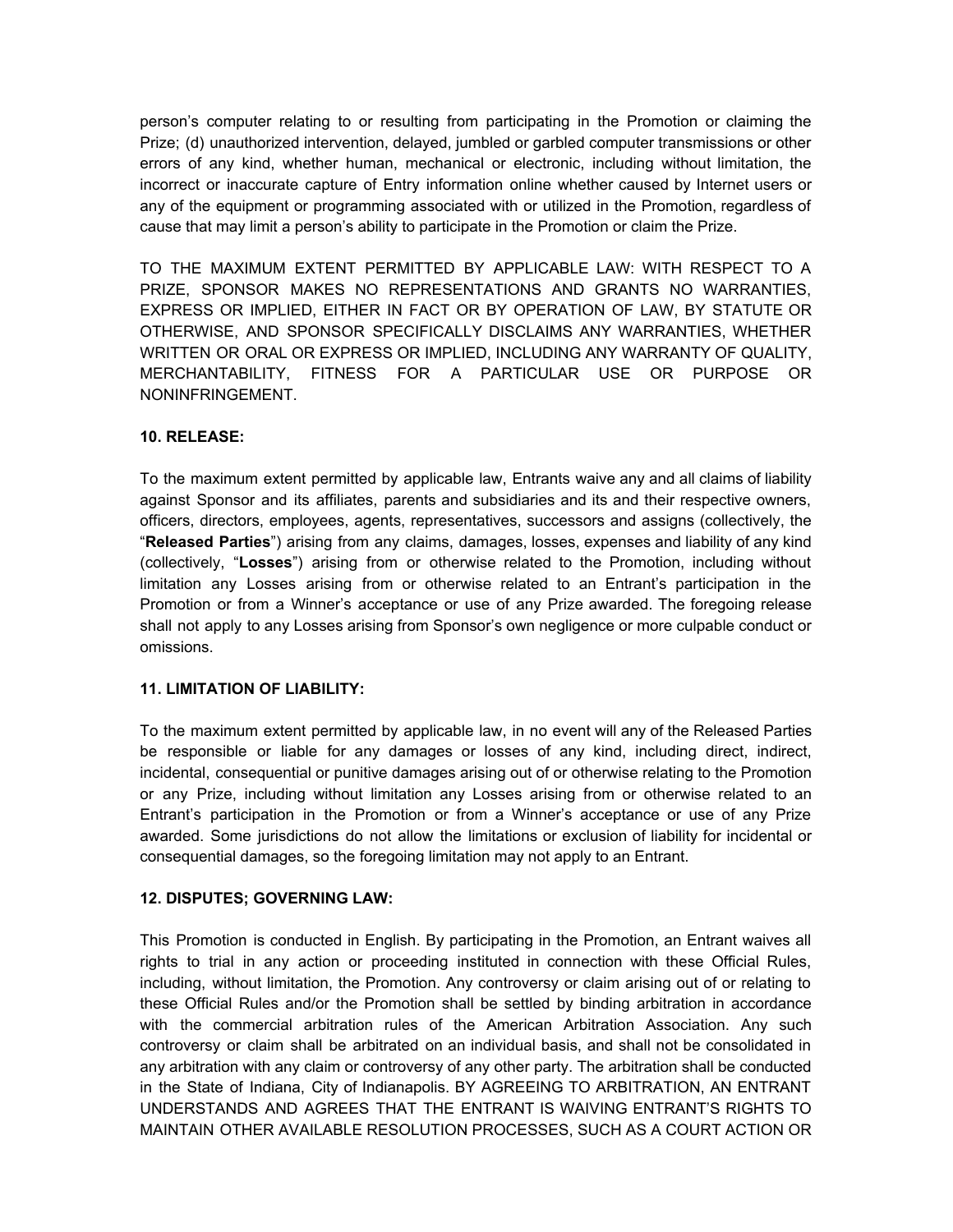person's computer relating to or resulting from participating in the Promotion or claiming the Prize; (d) unauthorized intervention, delayed, jumbled or garbled computer transmissions or other errors of any kind, whether human, mechanical or electronic, including without limitation, the incorrect or inaccurate capture of Entry information online whether caused by Internet users or any of the equipment or programming associated with or utilized in the Promotion, regardless of cause that may limit a person's ability to participate in the Promotion or claim the Prize.

TO THE MAXIMUM EXTENT PERMITTED BY APPLICABLE LAW: WITH RESPECT TO A PRIZE, SPONSOR MAKES NO REPRESENTATIONS AND GRANTS NO WARRANTIES, EXPRESS OR IMPLIED, EITHER IN FACT OR BY OPERATION OF LAW, BY STATUTE OR OTHERWISE, AND SPONSOR SPECIFICALLY DISCLAIMS ANY WARRANTIES, WHETHER WRITTEN OR ORAL OR EXPRESS OR IMPLIED, INCLUDING ANY WARRANTY OF QUALITY, MERCHANTABILITY, FITNESS FOR A PARTICULAR USE OR PURPOSE OR NONINFRINGEMENT.

**10. RELEASE:**

To the maximum extent permitted by applicable law, Entrants waive any and all claims of liability against Sponsor and its affiliates, parents and subsidiaries and its and their respective owners, officers, directors, employees, agents, representatives, successors and assigns (collectively, the "**Released Parties**") arising from any claims, damages, losses, expenses and liability of any kind (collectively, "**Losses**") arising from or otherwise related to the Promotion, including without limitation any Losses arising from or otherwise related to an Entrant's participation in the Promotion or from a Winner's acceptance or use of any Prize awarded. The foregoing release shall not apply to any Losses arising from Sponsor's own negligence or more culpable conduct or omissions.

**11. LIMITATION OF LIABILITY:**

To the maximum extent permitted by applicable law, in no event will any of the Released Parties be responsible or liable for any damages or losses of any kind, including direct, indirect, incidental, consequential or punitive damages arising out of or otherwise relating to the Promotion or any Prize, including without limitation any Losses arising from or otherwise related to an Entrant's participation in the Promotion or from a Winner's acceptance or use of any Prize awarded. Some jurisdictions do not allow the limitations or exclusion of liability for incidental or consequential damages, so the foregoing limitation may not apply to an Entrant.

**12. DISPUTES; GOVERNING LAW:**

This Promotion is conducted in English. By participating in the Promotion, an Entrant waives all rights to trial in any action or proceeding instituted in connection with these Official Rules, including, without limitation, the Promotion. Any controversy or claim arising out of or relating to these Official Rules and/or the Promotion shall be settled by binding arbitration in accordance with the commercial arbitration rules of the American Arbitration Association. Any such controversy or claim shall be arbitrated on an individual basis, and shall not be consolidated in any arbitration with any claim or controversy of any other party. The arbitration shall be conducted in the State of Indiana, City of Indianapolis. BY AGREEING TO ARBITRATION, AN ENTRANT UNDERSTANDS AND AGREES THAT THE ENTRANT IS WAIVING ENTRANT'S RIGHTS TO MAINTAIN OTHER AVAILABLE RESOLUTION PROCESSES, SUCH AS A COURT ACTION OR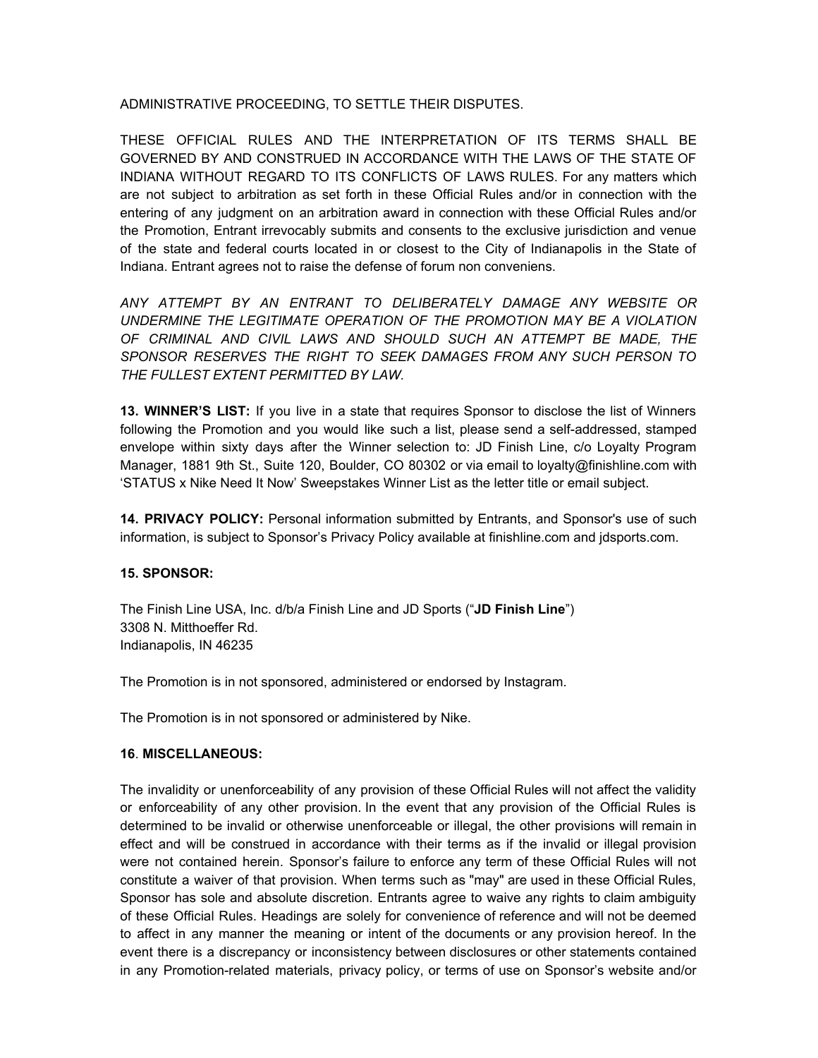ADMINISTRATIVE PROCEEDING, TO SETTLE THEIR DISPUTES.

THESE OFFICIAL RULES AND THE INTERPRETATION OF ITS TERMS SHALL BE GOVERNED BY AND CONSTRUED IN ACCORDANCE WITH THE LAWS OF THE STATE OF INDIANA WITHOUT REGARD TO ITS CONFLICTS OF LAWS RULES. For any matters which are not subject to arbitration as set forth in these Official Rules and/or in connection with the entering of any judgment on an arbitration award in connection with these Official Rules and/or the Promotion, Entrant irrevocably submits and consents to the exclusive jurisdiction and venue of the state and federal courts located in or closest to the City of Indianapolis in the State of Indiana. Entrant agrees not to raise the defense of forum non conveniens.

*ANY ATTEMPT BY AN ENTRANT TO DELIBERATELY DAMAGE ANY WEBSITE OR UNDERMINE THE LEGITIMATE OPERATION OF THE PROMOTION MAY BE A VIOLATION OF CRIMINAL AND CIVIL LAWS AND SHOULD SUCH AN ATTEMPT BE MADE, THE SPONSOR RESERVES THE RIGHT TO SEEK DAMAGES FROM ANY SUCH PERSON TO THE FULLEST EXTENT PERMITTED BY LAW.*

**13. WINNER'S LIST:** If you live in a state that requires Sponsor to disclose the list of Winners following the Promotion and you would like such a list, please send a self-addressed, stamped envelope within sixty days after the Winner selection to: JD Finish Line, c/o Loyalty Program Manager, 1881 9th St., Suite 120, Boulder, CO 80302 or via email to loyalty@finishline.com with 'STATUS x Nike Need It Now' Sweepstakes Winner List as the letter title or email subject.

**14. PRIVACY POLICY:** Personal information submitted by Entrants, and Sponsor's use of such information, is subject to Sponsor's Privacy Policy available at finishline.com and jdsports.com.

**15. SPONSOR:**

The Finish Line USA, Inc. d/b/a Finish Line and JD Sports ("**JD Finish Line**")
3308 N. Mitthoeffer Rd.
Indianapolis, IN 46235

The Promotion is in not sponsored, administered or endorsed by Instagram.

The Promotion is in not sponsored or administered by Nike.

**16**. **MISCELLANEOUS:**

The invalidity or unenforceability of any provision of these Official Rules will not affect the validity or enforceability of any other provision. In the event that any provision of the Official Rules is determined to be invalid or otherwise unenforceable or illegal, the other provisions will remain in effect and will be construed in accordance with their terms as if the invalid or illegal provision were not contained herein. Sponsor's failure to enforce any term of these Official Rules will not constitute a waiver of that provision. When terms such as "may" are used in these Official Rules, Sponsor has sole and absolute discretion. Entrants agree to waive any rights to claim ambiguity of these Official Rules. Headings are solely for convenience of reference and will not be deemed to affect in any manner the meaning or intent of the documents or any provision hereof. In the event there is a discrepancy or inconsistency between disclosures or other statements contained in any Promotion-related materials, privacy policy, or terms of use on Sponsor's website and/or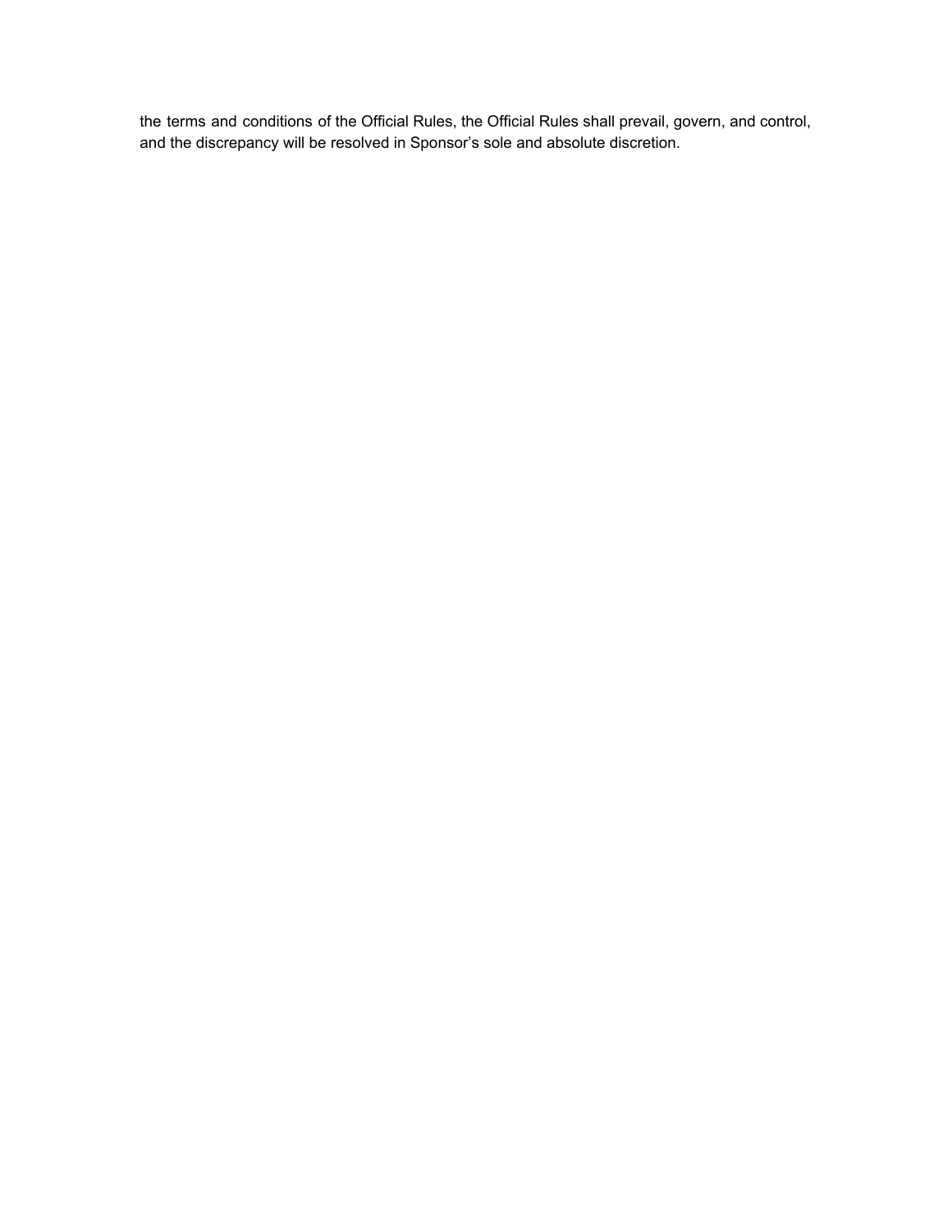the terms and conditions of the Official Rules, the Official Rules shall prevail, govern, and control, and the discrepancy will be resolved in Sponsor's sole and absolute discretion.